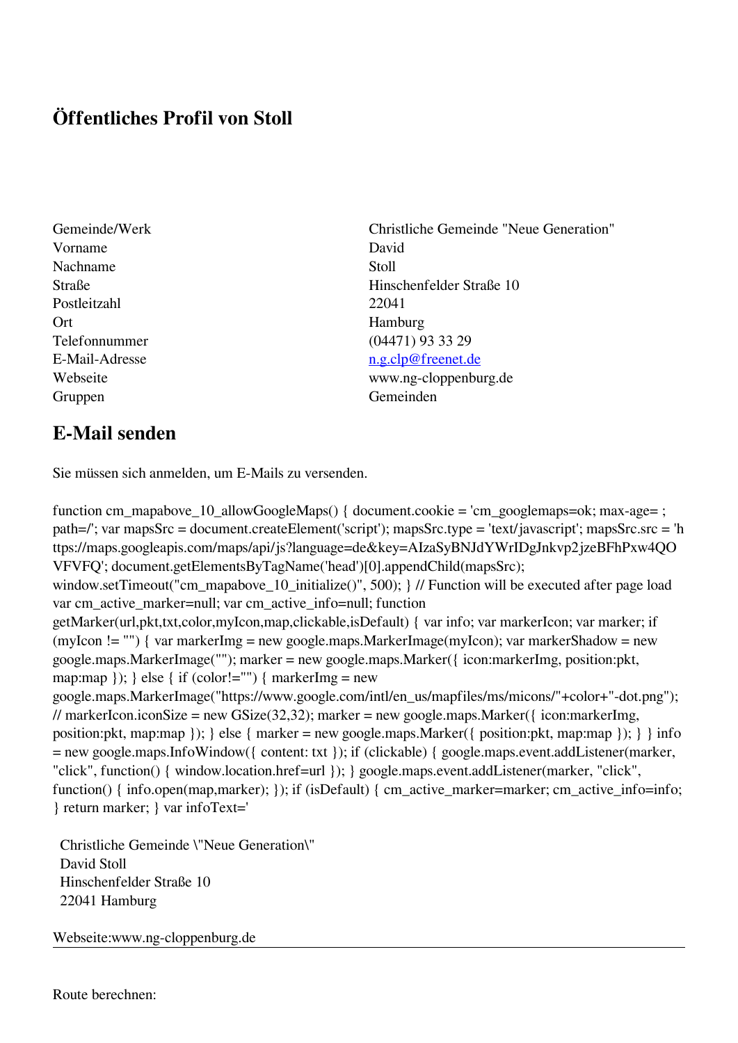# Öffentliches Profil von Stoll

| | |
|---|---|
| Gemeinde/Werk | Christliche Gemeinde "Neue Generation" |
| Vorname | David |
| Nachname | Stoll |
| Straße | Hinschenfelder Straße 10 |
| Postleitzahl | 22041 |
| Ort | Hamburg |
| Telefonnummer | (04471) 93 33 29 |
| E-Mail-Adresse | n.g.clp@freenet.de |
| Webseite | www.ng-cloppenburg.de |
| Gruppen | Gemeinden |

## E-Mail senden

Sie müssen sich anmelden, um E-Mails zu versenden.

```
function cm_mapabove_10_allowGoogleMaps() { document.cookie = 'cm_googlemaps=ok; max-age= ; path=/'; var mapsSrc = document.createElement('script'); mapsSrc.type = 'text/javascript'; mapsSrc.src = 'https://maps.googleapis.com/maps/api/js?language=de&key=AIzaSyBNJdYWrIDgJnkvp2jzeBFhPxw4QOVFVFQ'; document.getElementsByTagName('head')[0].appendChild(mapsSrc); window.setTimeout("cm_mapabove_10_initialize()", 500); } // Function will be executed after page load var cm_active_marker=null; var cm_active_info=null; function getMarker(url,pkt,txt,color,myIcon,map,clickable,isDefault) { var info; var markerIcon; var marker; if (myIcon != "") { var markerImg = new google.maps.MarkerImage(myIcon); var markerShadow = new google.maps.MarkerImage(""); marker = new google.maps.Marker({ icon:markerImg, position:pkt, map:map }); } else { if (color!="") { markerImg = new google.maps.MarkerImage("https://www.google.com/intl/en_us/mapfiles/ms/micons/"+color+"-dot.png"); // markerIcon.iconSize = new GSize(32,32); marker = new google.maps.Marker({ icon:markerImg, position:pkt, map:map }); } else { marker = new google.maps.Marker({ position:pkt, map:map }); } } info = new google.maps.InfoWindow({ content: txt }); if (clickable) { google.maps.event.addListener(marker, "click", function() { window.location.href=url }); } google.maps.event.addListener(marker, "click", function() { info.open(map,marker); }); if (isDefault) { cm_active_marker=marker; cm_active_info=info; } return marker; } var infoText='
```

Christliche Gemeinde \"Neue Generation\"
David Stoll
Hinschenfelder Straße 10
22041 Hamburg

Webseite:www.ng-cloppenburg.de

---

Route berechnen: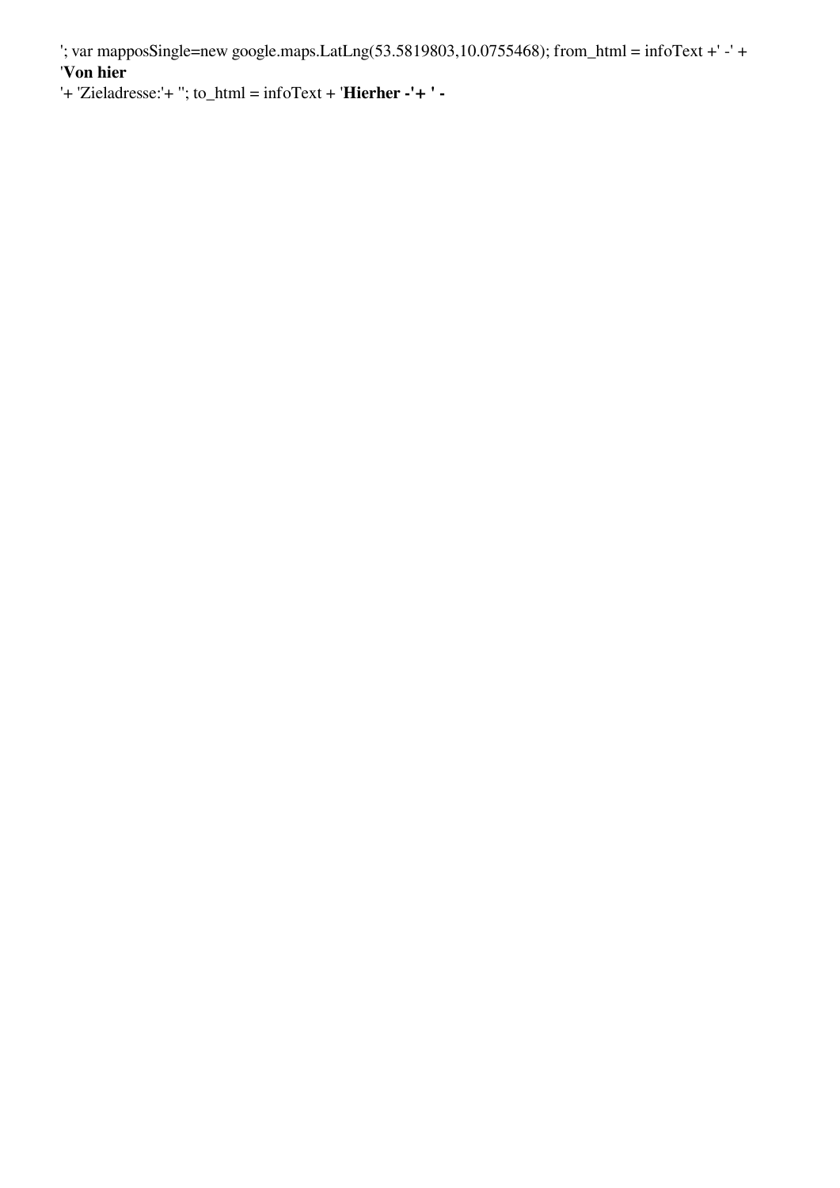'; var mapposSingle=new google.maps.LatLng(53.5819803,10.0755468); from_html = infoText +' -' + '**Von hier**

'+ 'Zieladresse:'+ ''; to_html = infoText + '**Hierher -'+ ' -**